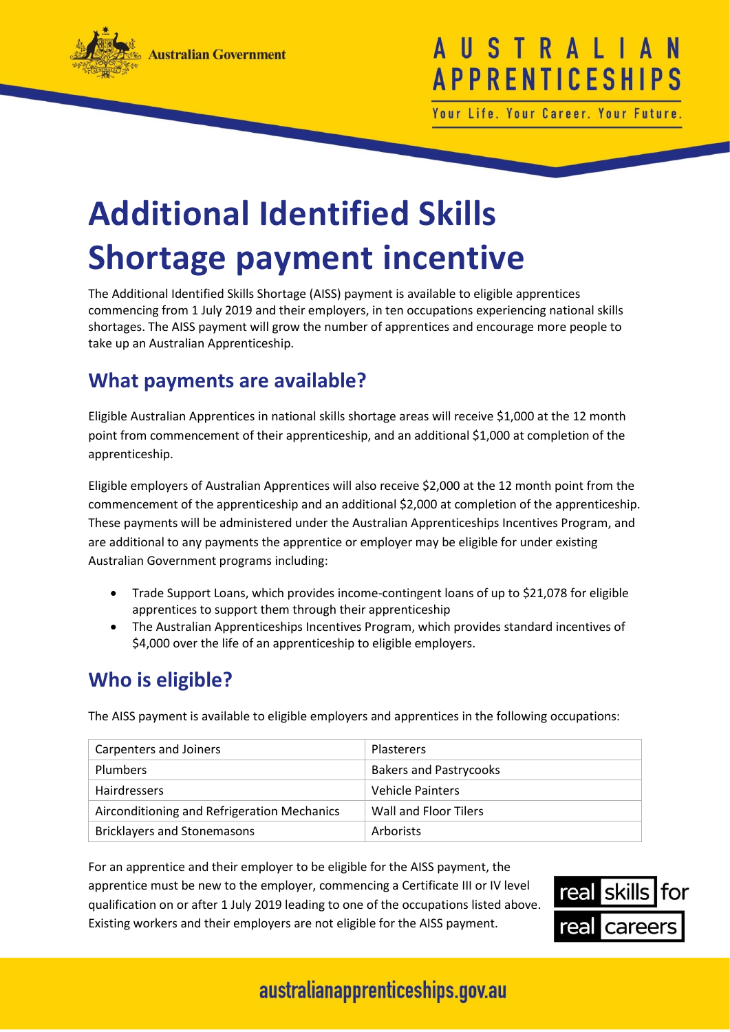# Additional Identified Skills Shortage payment incentive

The Additional Identified Skills Shortage (AISS) payment is available to eligible apprentices commencing from 1 July 2019 and their employers, in ten occupations experiencing national skills shortages. The AISS payment will grow the number of apprentices and encourage more people to take up an Australian Apprenticeship.

## What payments are available?

Eligible Australian Apprentices in national skills shortage areas will receive $1,000 at the 12 month point from commencement of their apprenticeship, and an additional $1,000 at completion of the apprenticeship.

Eligible employers of Australian Apprentices will also receive $2,000 at the 12 month point from the commencement of the apprenticeship and an additional $2,000 at completion of the apprenticeship. These payments will be administered under the Australian Apprenticeships Incentives Program, and are additional to any payments the apprentice or employer may be eligible for under existing Australian Government programs including:

- Trade Support Loans, which provides income-contingent loans of up to $21,078 for eligible apprentices to support them through their apprenticeship
- The Australian Apprenticeships Incentives Program, which provides standard incentives of $4,000 over the life of an apprenticeship to eligible employers.

## Who is eligible?

The AISS payment is available to eligible employers and apprentices in the following occupations:

| | |
|---|---|
| Carpenters and Joiners | Plasterers |
| Plumbers | Bakers and Pastrycooks |
| Hairdressers | Vehicle Painters |
| Airconditioning and Refrigeration Mechanics | Wall and Floor Tilers |
| Bricklayers and Stonemasons | Arborists |

For an apprentice and their employer to be eligible for the AISS payment, the apprentice must be new to the employer, commencing a Certificate III or IV level qualification on or after 1 July 2019 leading to one of the occupations listed above. Existing workers and their employers are not eligible for the AISS payment.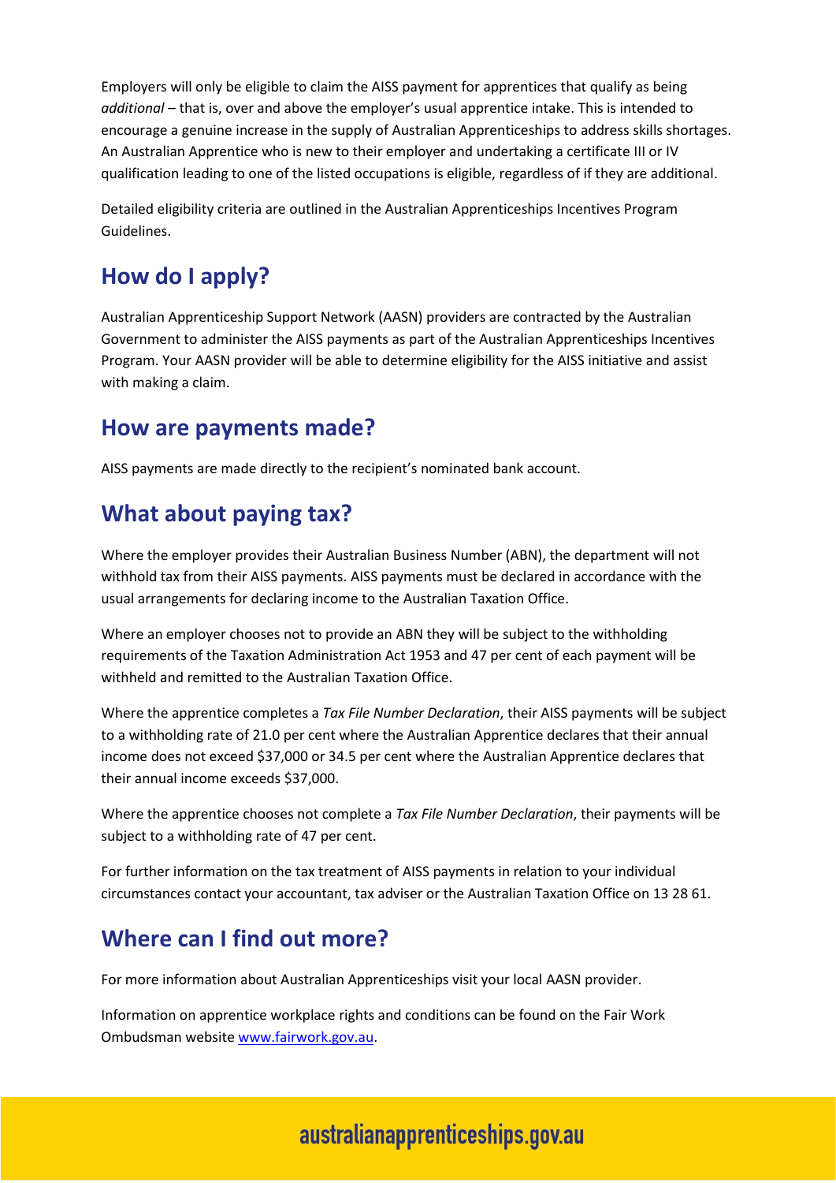Employers will only be eligible to claim the AISS payment for apprentices that qualify as being *additional* – that is, over and above the employer's usual apprentice intake. This is intended to encourage a genuine increase in the supply of Australian Apprenticeships to address skills shortages. An Australian Apprentice who is new to their employer and undertaking a certificate III or IV qualification leading to one of the listed occupations is eligible, regardless of if they are additional.

Detailed eligibility criteria are outlined in the Australian Apprenticeships Incentives Program Guidelines.

## How do I apply?

Australian Apprenticeship Support Network (AASN) providers are contracted by the Australian Government to administer the AISS payments as part of the Australian Apprenticeships Incentives Program. Your AASN provider will be able to determine eligibility for the AISS initiative and assist with making a claim.

## How are payments made?

AISS payments are made directly to the recipient's nominated bank account.

## What about paying tax?

Where the employer provides their Australian Business Number (ABN), the department will not withhold tax from their AISS payments. AISS payments must be declared in accordance with the usual arrangements for declaring income to the Australian Taxation Office.

Where an employer chooses not to provide an ABN they will be subject to the withholding requirements of the Taxation Administration Act 1953 and 47 per cent of each payment will be withheld and remitted to the Australian Taxation Office.

Where the apprentice completes a *Tax File Number Declaration*, their AISS payments will be subject to a withholding rate of 21.0 per cent where the Australian Apprentice declares that their annual income does not exceed $37,000 or 34.5 per cent where the Australian Apprentice declares that their annual income exceeds $37,000.

Where the apprentice chooses not complete a *Tax File Number Declaration*, their payments will be subject to a withholding rate of 47 per cent.

For further information on the tax treatment of AISS payments in relation to your individual circumstances contact your accountant, tax adviser or the Australian Taxation Office on 13 28 61.

## Where can I find out more?

For more information about Australian Apprenticeships visit your local AASN provider.

Information on apprentice workplace rights and conditions can be found on the Fair Work Ombudsman website [www.fairwork.gov.au](http://www.fairwork.gov.au).

australianapprenticeships.gov.au